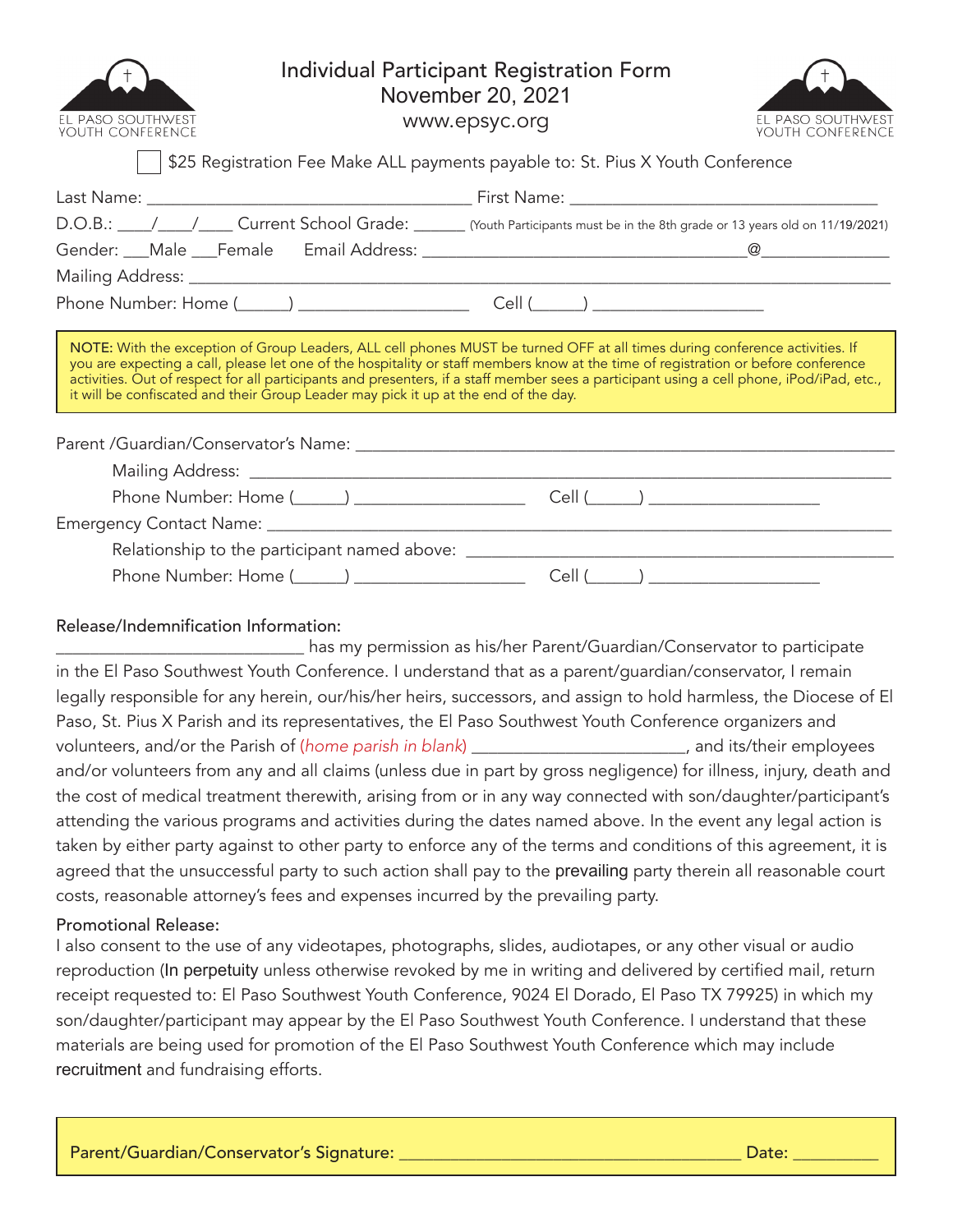EL PASO SOUTHWEST YOUTH CONFERENCE

# Individual Participant Registration Form
## November 20, 2021
www.epsyc.org

EL PASO SOUTHWEST YOUTH CONFERENCE

☐ $25 Registration Fee Make ALL payments payable to: St. Pius X Youth Conference

Last Name: ____________________________________ First Name: __________________________________

D.O.B.: ____/____/____ Current School Grade: ______ (Youth Participants must be in the 8th grade or 13 years old on 11/19/2021)

Gender: ___Male ___Female Email Address: ____________________________________@______________

Mailing Address: ______________________________________________________________________________

Phone Number: Home (_____) __________________ Cell (_____) __________________

**NOTE:** With the exception of Group Leaders, ALL cell phones MUST be turned OFF at all times during conference activities. If you are expecting a call, please let one of the hospitality or staff members know at the time of registration or before conference activities. Out of respect for all participants and presenters, if a staff member sees a participant using a cell phone, iPod/iPad, etc., it will be confiscated and their Group Leader may pick it up at the end of the day.

Parent /Guardian/Conservator's Name: _____________________________________________________________

Mailing Address: _______________________________________________________________________

Phone Number: Home (_____) __________________ Cell (_____) __________________

Emergency Contact Name: ______________________________________________________________________

Relationship to the participant named above: ___________________________________________

Phone Number: Home (_____) __________________ Cell (_____) __________________

Release/Indemnification Information:

__________________________ has my permission as his/her Parent/Guardian/Conservator to participate in the El Paso Southwest Youth Conference. I understand that as a parent/guardian/conservator, I remain legally responsible for any herein, our/his/her heirs, successors, and assign to hold harmless, the Diocese of El Paso, St. Pius X Parish and its representatives, the El Paso Southwest Youth Conference organizers and volunteers, and/or the Parish of (*home parish in blank*) ________________________, and its/their employees and/or volunteers from any and all claims (unless due in part by gross negligence) for illness, injury, death and the cost of medical treatment therewith, arising from or in any way connected with son/daughter/participant's attending the various programs and activities during the dates named above. In the event any legal action is taken by either party against to other party to enforce any of the terms and conditions of this agreement, it is agreed that the unsuccessful party to such action shall pay to the prevailing party therein all reasonable court costs, reasonable attorney's fees and expenses incurred by the prevailing party.

Promotional Release:

I also consent to the use of any videotapes, photographs, slides, audiotapes, or any other visual or audio reproduction (In perpetuity unless otherwise revoked by me in writing and delivered by certified mail, return receipt requested to: El Paso Southwest Youth Conference, 9024 El Dorado, El Paso TX 79925) in which my son/daughter/participant may appear by the El Paso Southwest Youth Conference. I understand that these materials are being used for promotion of the El Paso Southwest Youth Conference which may include recruitment and fundraising efforts.

Parent/Guardian/Conservator's Signature: ________________________________________ Date: __________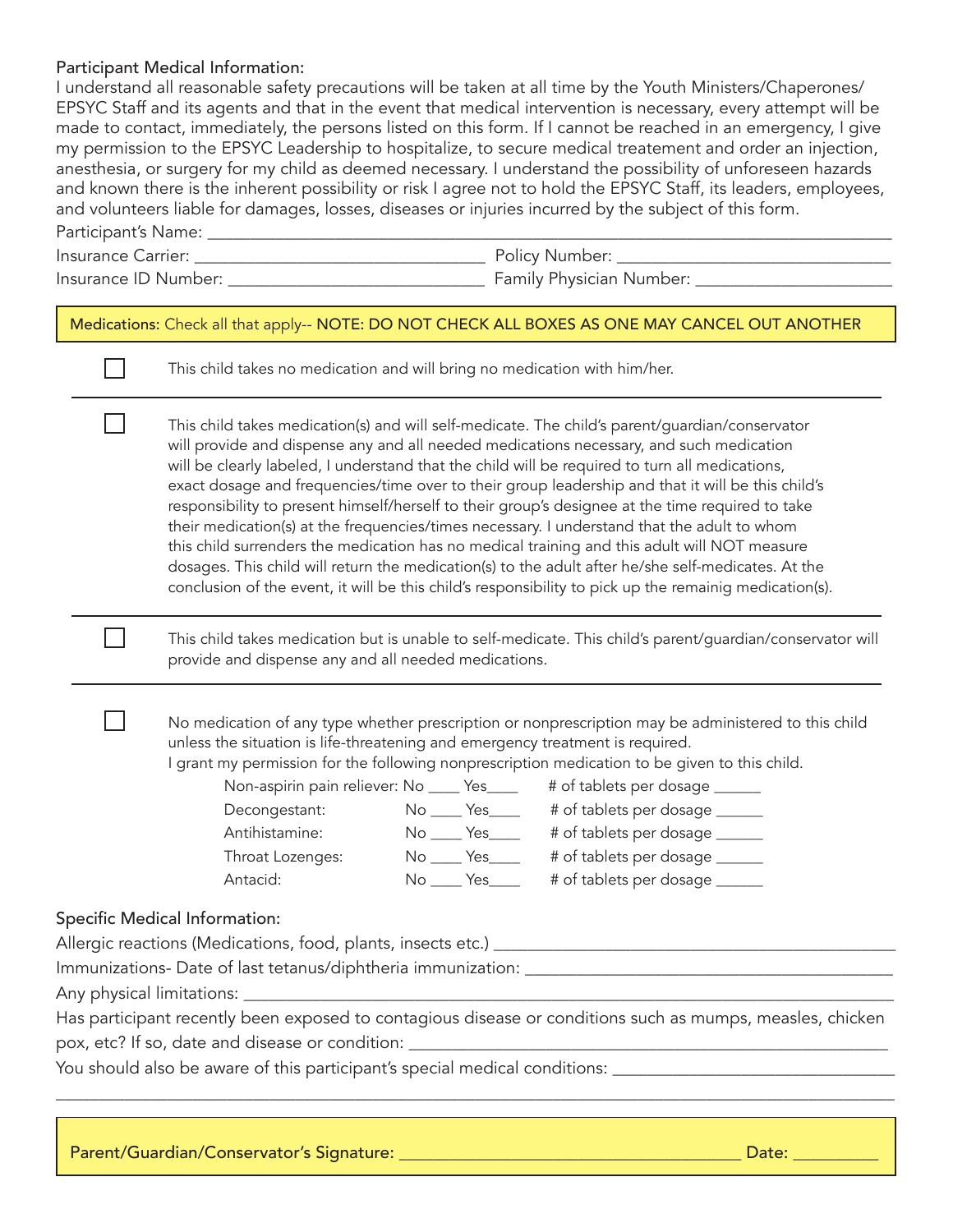Participant Medical Information:

I understand all reasonable safety precautions will be taken at all time by the Youth Ministers/Chaperones/EPSYC Staff and its agents and that in the event that medical intervention is necessary, every attempt will be made to contact, immediately, the persons listed on this form. If I cannot be reached in an emergency, I give my permission to the EPSYC Leadership to hospitalize, to secure medical treatement and order an injection, anesthesia, or surgery for my child as deemed necessary. I understand the possibility of unforeseen hazards and known there is the inherent possibility or risk I agree not to hold the EPSYC Staff, its leaders, employees, and volunteers liable for damages, losses, diseases or injuries incurred by the subject of this form.

Participant's Name: ______________________________________________

Insurance Carrier: ______________________ Policy Number: ______________________

Insurance ID Number: ______________________ Family Physician Number: ______________________

**Medications:** Check all that apply-- **NOTE: DO NOT CHECK ALL BOXES AS ONE MAY CANCEL OUT ANOTHER**

☐ This child takes no medication and will bring no medication with him/her.

---

☐ This child takes medication(s) and will self-medicate. The child's parent/guardian/conservator will provide and dispense any and all needed medications necessary, and such medication will be clearly labeled, I understand that the child will be required to turn all medications, exact dosage and frequencies/time over to their group leadership and that it will be this child's responsibility to present himself/herself to their group's designee at the time required to take their medication(s) at the frequencies/times necessary. I understand that the adult to whom this child surrenders the medication has no medical training and this adult will NOT measure dosages. This child will return the medication(s) to the adult after he/she self-medicates. At the conclusion of the event, it will be this child's responsibility to pick up the remainig medication(s).

---

☐ This child takes medication but is unable to self-medicate. This child's parent/guardian/conservator will provide and dispense any and all needed medications.

---

☐ No medication of any type whether prescription or nonprescription may be administered to this child unless the situation is life-threatening and emergency treatment is required.
I grant my permission for the following nonprescription medication to be given to this child.

| | | | |
|---|---|---|---|
| Non-aspirin pain reliever: | No ____ | Yes____ | # of tablets per dosage ______ |
| Decongestant: | No ____ | Yes____ | # of tablets per dosage ______ |
| Antihistamine: | No ____ | Yes____ | # of tablets per dosage ______ |
| Throat Lozenges: | No ____ | Yes____ | # of tablets per dosage ______ |
| Antacid: | No ____ | Yes____ | # of tablets per dosage ______ |

Specific Medical Information:

Allergic reactions (Medications, food, plants, insects etc.) ______________________________

Immunizations- Date of last tetanus/diphtheria immunization: ______________________________

Any physical limitations: ______________________________

Has participant recently been exposed to contagious disease or conditions such as mumps, measles, chicken pox, etc? If so, date and disease or condition: ______________________________

You should also be aware of this participant's special medical conditions: ______________________________

______________________________________________

Parent/Guardian/Conservator's Signature: ______________________________ Date: __________